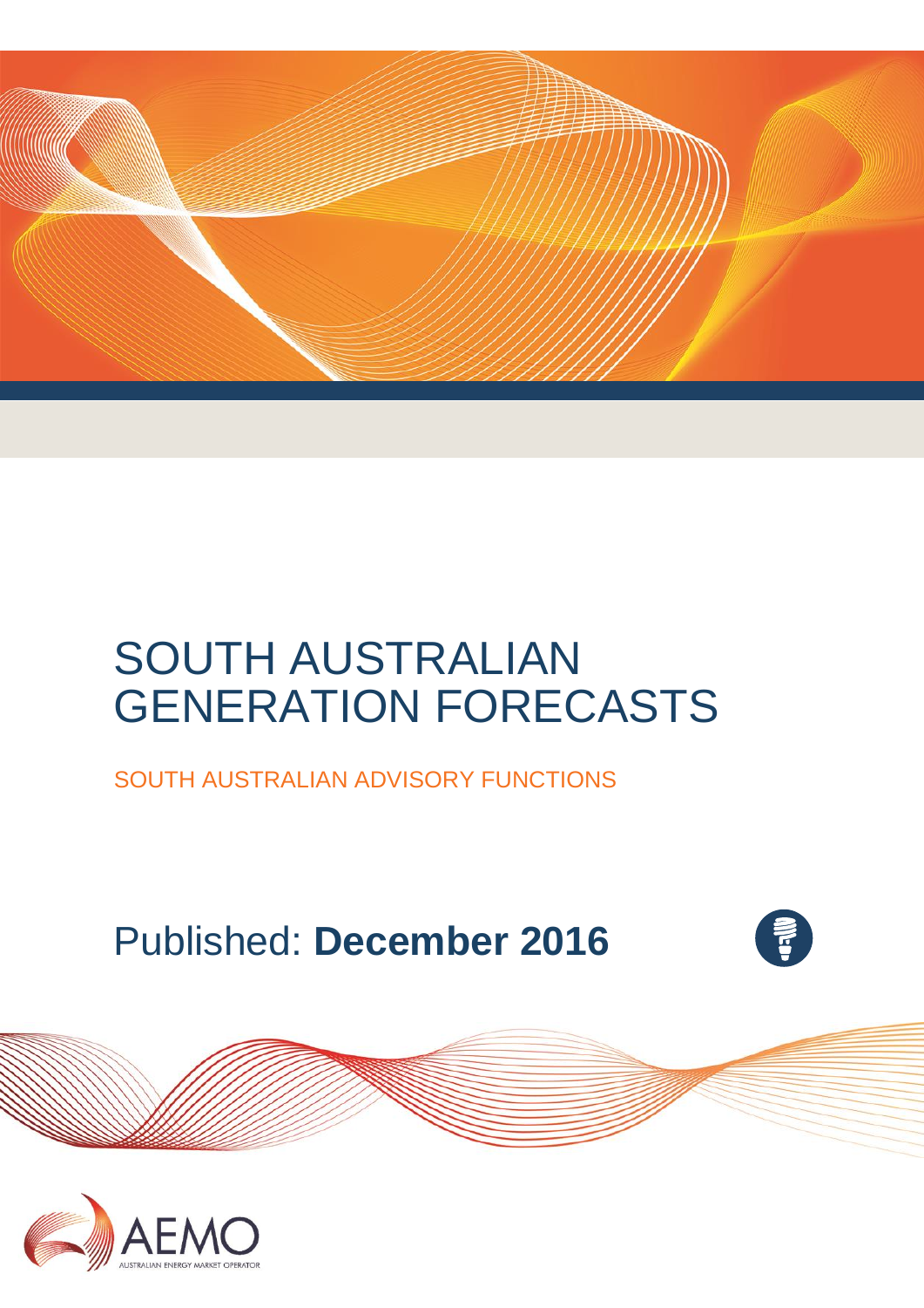# SOUTH AUSTRALIAN GENERATION FORECASTS

SOUTH AUSTRALIAN ADVISORY FUNCTIONS

Published: **December 2016**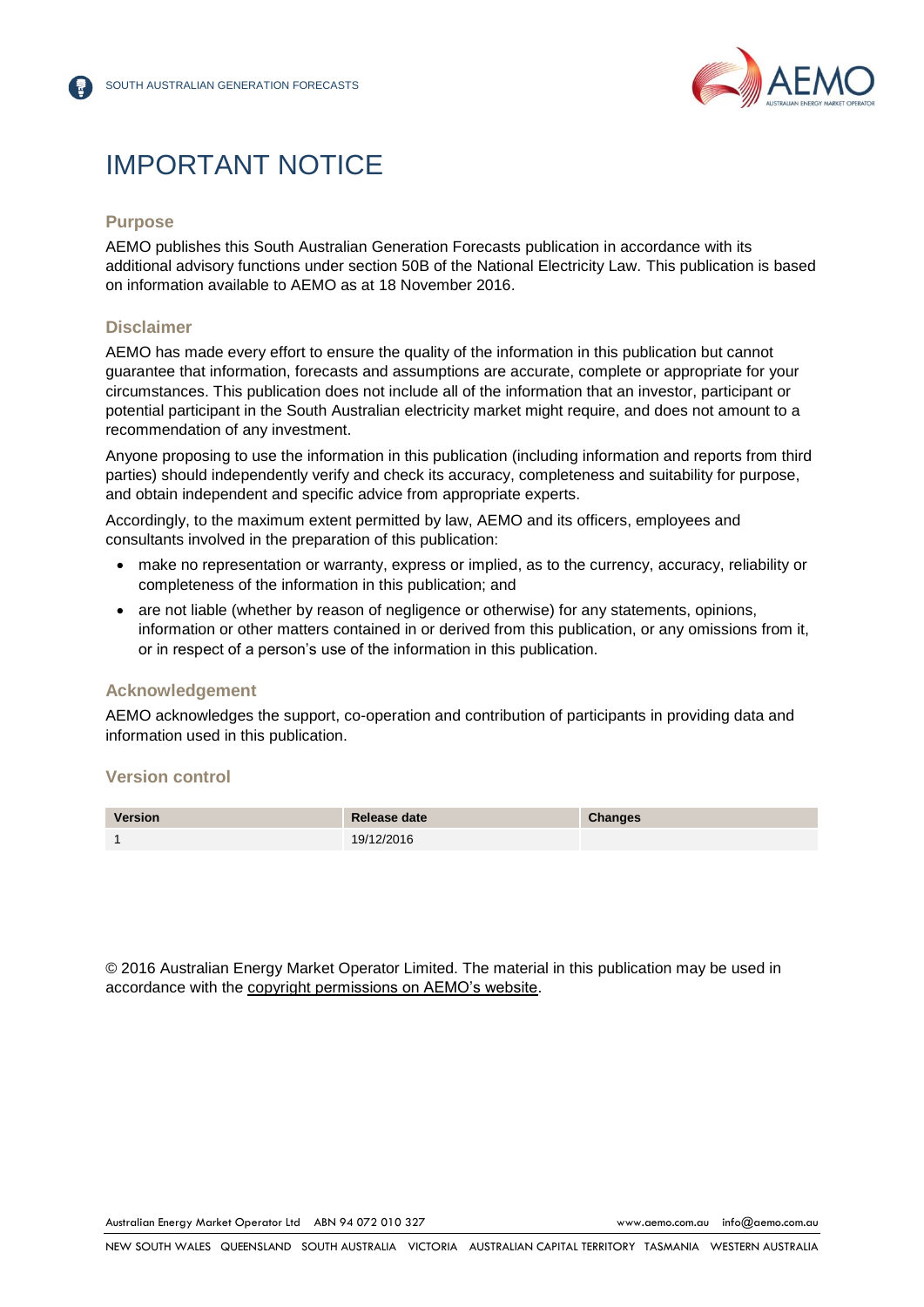# IMPORTANT NOTICE

## Purpose

AEMO publishes this South Australian Generation Forecasts publication in accordance with its additional advisory functions under section 50B of the National Electricity Law. This publication is based on information available to AEMO as at 18 November 2016.

## Disclaimer

AEMO has made every effort to ensure the quality of the information in this publication but cannot guarantee that information, forecasts and assumptions are accurate, complete or appropriate for your circumstances. This publication does not include all of the information that an investor, participant or potential participant in the South Australian electricity market might require, and does not amount to a recommendation of any investment.

Anyone proposing to use the information in this publication (including information and reports from third parties) should independently verify and check its accuracy, completeness and suitability for purpose, and obtain independent and specific advice from appropriate experts.

Accordingly, to the maximum extent permitted by law, AEMO and its officers, employees and consultants involved in the preparation of this publication:

- make no representation or warranty, express or implied, as to the currency, accuracy, reliability or completeness of the information in this publication; and
- are not liable (whether by reason of negligence or otherwise) for any statements, opinions, information or other matters contained in or derived from this publication, or any omissions from it, or in respect of a person's use of the information in this publication.

## Acknowledgement

AEMO acknowledges the support, co-operation and contribution of participants in providing data and information used in this publication.

## Version control

| Version | Release date | Changes |
|---|---|---|
| 1 | 19/12/2016 | |

© 2016 Australian Energy Market Operator Limited. The material in this publication may be used in accordance with the copyright permissions on AEMO's website.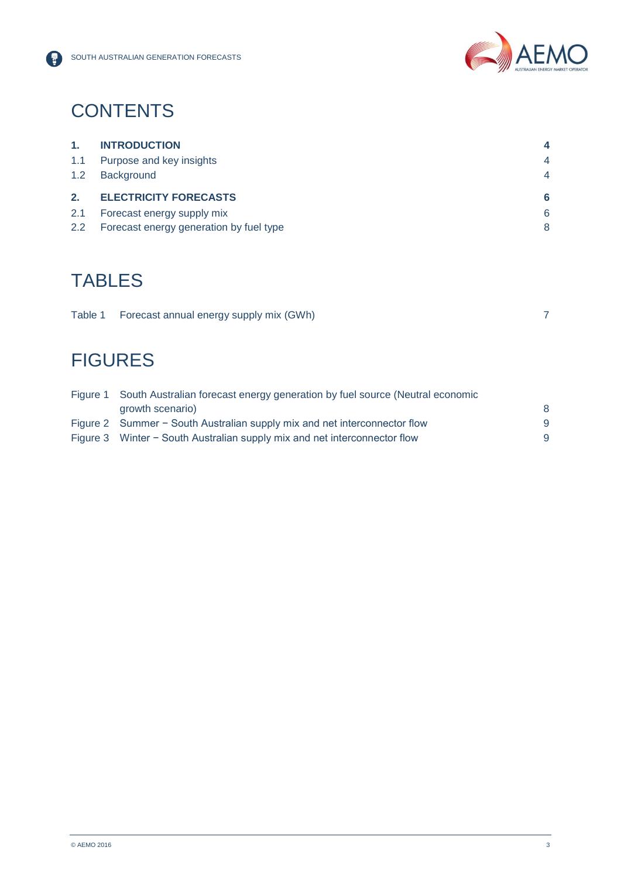# CONTENTS

| | | |
|---|---|---|
| **1.** | **INTRODUCTION** | **4** |
| 1.1 | Purpose and key insights | 4 |
| 1.2 | Background | 4 |
| **2.** | **ELECTRICITY FORECASTS** | **6** |
| 2.1 | Forecast energy supply mix | 6 |
| 2.2 | Forecast energy generation by fuel type | 8 |

# TABLES

| | | |
|---|---|---|
| Table 1 | Forecast annual energy supply mix (GWh) | 7 |

# FIGURES

| | | |
|---|---|---|
| Figure 1 | South Australian forecast energy generation by fuel source (Neutral economic growth scenario) | 8 |
| Figure 2 | Summer − South Australian supply mix and net interconnector flow | 9 |
| Figure 3 | Winter − South Australian supply mix and net interconnector flow | 9 |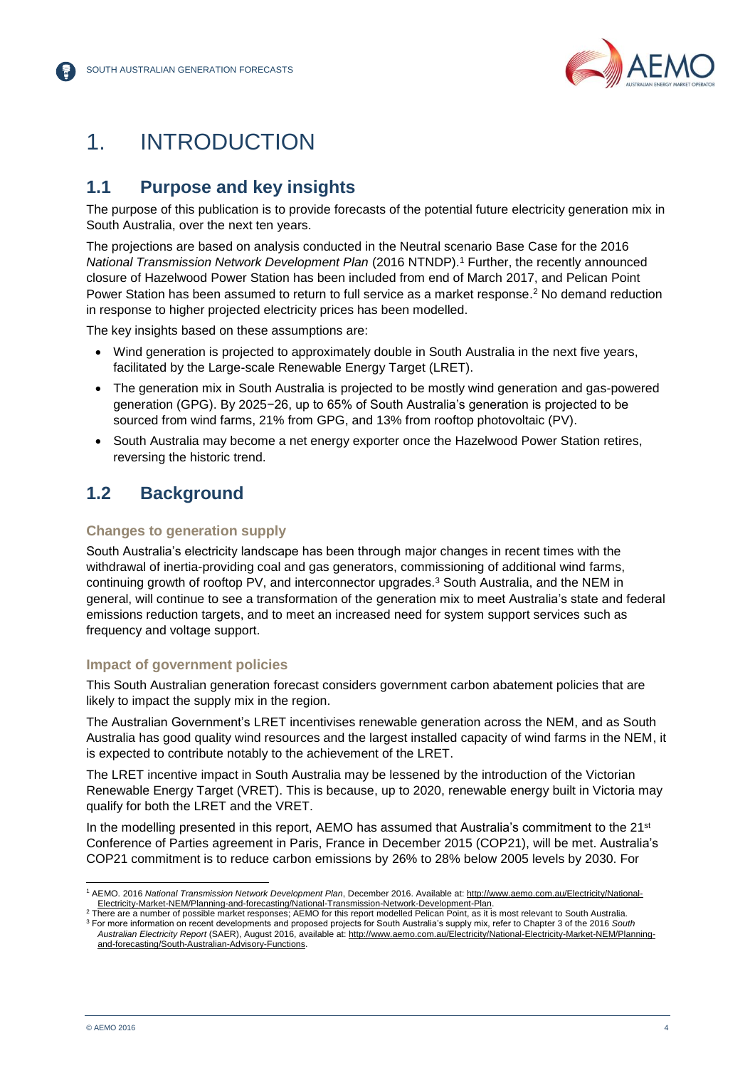# 1. INTRODUCTION

## 1.1 Purpose and key insights

The purpose of this publication is to provide forecasts of the potential future electricity generation mix in South Australia, over the next ten years.

The projections are based on analysis conducted in the Neutral scenario Base Case for the 2016 *National Transmission Network Development Plan* (2016 NTNDP).[1] Further, the recently announced closure of Hazelwood Power Station has been included from end of March 2017, and Pelican Point Power Station has been assumed to return to full service as a market response.[2] No demand reduction in response to higher projected electricity prices has been modelled.

The key insights based on these assumptions are:

- Wind generation is projected to approximately double in South Australia in the next five years, facilitated by the Large-scale Renewable Energy Target (LRET).
- The generation mix in South Australia is projected to be mostly wind generation and gas-powered generation (GPG). By 2025−26, up to 65% of South Australia's generation is projected to be sourced from wind farms, 21% from GPG, and 13% from rooftop photovoltaic (PV).
- South Australia may become a net energy exporter once the Hazelwood Power Station retires, reversing the historic trend.

## 1.2 Background

### Changes to generation supply

South Australia's electricity landscape has been through major changes in recent times with the withdrawal of inertia-providing coal and gas generators, commissioning of additional wind farms, continuing growth of rooftop PV, and interconnector upgrades.[3] South Australia, and the NEM in general, will continue to see a transformation of the generation mix to meet Australia's state and federal emissions reduction targets, and to meet an increased need for system support services such as frequency and voltage support.

### Impact of government policies

This South Australian generation forecast considers government carbon abatement policies that are likely to impact the supply mix in the region.

The Australian Government's LRET incentivises renewable generation across the NEM, and as South Australia has good quality wind resources and the largest installed capacity of wind farms in the NEM, it is expected to contribute notably to the achievement of the LRET.

The LRET incentive impact in South Australia may be lessened by the introduction of the Victorian Renewable Energy Target (VRET). This is because, up to 2020, renewable energy built in Victoria may qualify for both the LRET and the VRET.

In the modelling presented in this report, AEMO has assumed that Australia's commitment to the 21st Conference of Parties agreement in Paris, France in December 2015 (COP21), will be met. Australia's COP21 commitment is to reduce carbon emissions by 26% to 28% below 2005 levels by 2030. For

---

[1] AEMO. 2016 *National Transmission Network Development Plan*, December 2016. Available at: http://www.aemo.com.au/Electricity/National-Electricity-Market-NEM/Planning-and-forecasting/National-Transmission-Network-Development-Plan.

[2] There are a number of possible market responses; AEMO for this report modelled Pelican Point, as it is most relevant to South Australia.

[3] For more information on recent developments and proposed projects for South Australia's supply mix, refer to Chapter 3 of the 2016 *South Australian Electricity Report* (SAER), August 2016, available at: http://www.aemo.com.au/Electricity/National-Electricity-Market-NEM/Planning-and-forecasting/South-Australian-Advisory-Functions.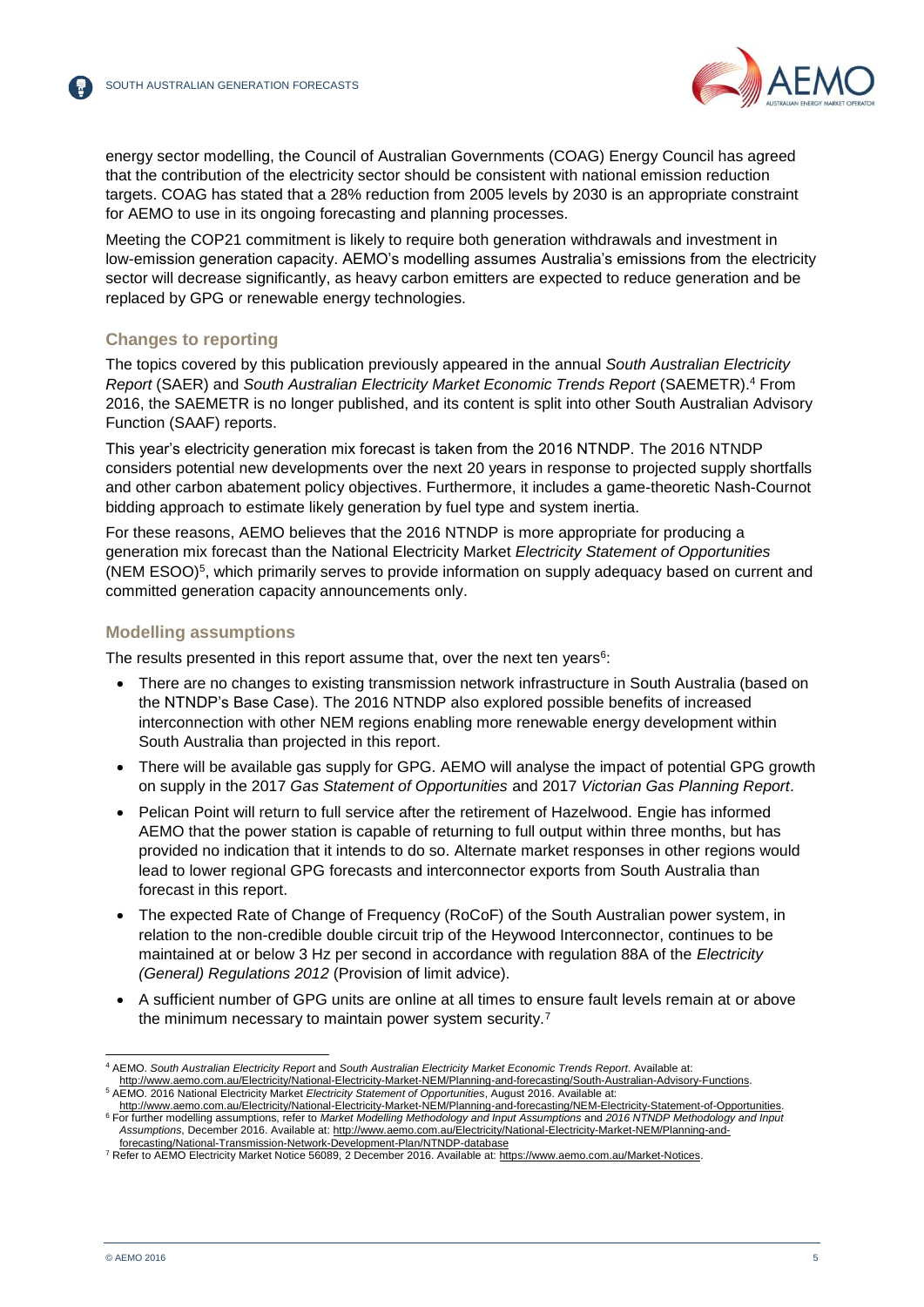energy sector modelling, the Council of Australian Governments (COAG) Energy Council has agreed that the contribution of the electricity sector should be consistent with national emission reduction targets. COAG has stated that a 28% reduction from 2005 levels by 2030 is an appropriate constraint for AEMO to use in its ongoing forecasting and planning processes.

Meeting the COP21 commitment is likely to require both generation withdrawals and investment in low-emission generation capacity. AEMO's modelling assumes Australia's emissions from the electricity sector will decrease significantly, as heavy carbon emitters are expected to reduce generation and be replaced by GPG or renewable energy technologies.

### Changes to reporting

The topics covered by this publication previously appeared in the annual *South Australian Electricity Report* (SAER) and *South Australian Electricity Market Economic Trends Report* (SAEMETR).[4] From 2016, the SAEMETR is no longer published, and its content is split into other South Australian Advisory Function (SAAF) reports.

This year's electricity generation mix forecast is taken from the 2016 NTNDP. The 2016 NTNDP considers potential new developments over the next 20 years in response to projected supply shortfalls and other carbon abatement policy objectives. Furthermore, it includes a game-theoretic Nash-Cournot bidding approach to estimate likely generation by fuel type and system inertia.

For these reasons, AEMO believes that the 2016 NTNDP is more appropriate for producing a generation mix forecast than the National Electricity Market *Electricity Statement of Opportunities* (NEM ESOO)[5], which primarily serves to provide information on supply adequacy based on current and committed generation capacity announcements only.

### Modelling assumptions

The results presented in this report assume that, over the next ten years[6]:

- There are no changes to existing transmission network infrastructure in South Australia (based on the NTNDP's Base Case). The 2016 NTNDP also explored possible benefits of increased interconnection with other NEM regions enabling more renewable energy development within South Australia than projected in this report.
- There will be available gas supply for GPG. AEMO will analyse the impact of potential GPG growth on supply in the 2017 *Gas Statement of Opportunities* and 2017 *Victorian Gas Planning Report*.
- Pelican Point will return to full service after the retirement of Hazelwood. Engie has informed AEMO that the power station is capable of returning to full output within three months, but has provided no indication that it intends to do so. Alternate market responses in other regions would lead to lower regional GPG forecasts and interconnector exports from South Australia than forecast in this report.
- The expected Rate of Change of Frequency (RoCoF) of the South Australian power system, in relation to the non-credible double circuit trip of the Heywood Interconnector, continues to be maintained at or below 3 Hz per second in accordance with regulation 88A of the *Electricity (General) Regulations 2012* (Provision of limit advice).
- A sufficient number of GPG units are online at all times to ensure fault levels remain at or above the minimum necessary to maintain power system security.[7]

---

[4] AEMO. *South Australian Electricity Report* and *South Australian Electricity Market Economic Trends Report*. Available at: http://www.aemo.com.au/Electricity/National-Electricity-Market-NEM/Planning-and-forecasting/South-Australian-Advisory-Functions.

[5] AEMO. 2016 National Electricity Market *Electricity Statement of Opportunities*, August 2016. Available at: http://www.aemo.com.au/Electricity/National-Electricity-Market-NEM/Planning-and-forecasting/NEM-Electricity-Statement-of-Opportunities.

[6] For further modelling assumptions, refer to *Market Modelling Methodology and Input Assumptions* and *2016 NTNDP Methodology and Input Assumptions*, December 2016. Available at: http://www.aemo.com.au/Electricity/National-Electricity-Market-NEM/Planning-and-forecasting/National-Transmission-Network-Development-Plan/NTNDP-database

[7] Refer to AEMO Electricity Market Notice 56089, 2 December 2016. Available at: https://www.aemo.com.au/Market-Notices.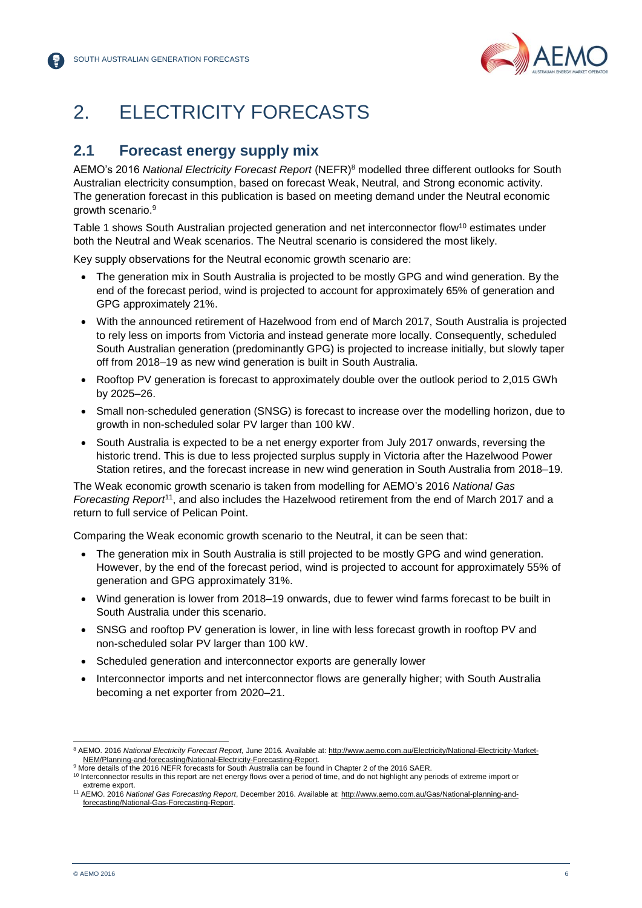# 2. ELECTRICITY FORECASTS

## 2.1 Forecast energy supply mix

AEMO's 2016 *National Electricity Forecast Report* (NEFR)[8] modelled three different outlooks for South Australian electricity consumption, based on forecast Weak, Neutral, and Strong economic activity. The generation forecast in this publication is based on meeting demand under the Neutral economic growth scenario.[9]

Table 1 shows South Australian projected generation and net interconnector flow[10] estimates under both the Neutral and Weak scenarios. The Neutral scenario is considered the most likely.

Key supply observations for the Neutral economic growth scenario are:

- The generation mix in South Australia is projected to be mostly GPG and wind generation. By the end of the forecast period, wind is projected to account for approximately 65% of generation and GPG approximately 21%.
- With the announced retirement of Hazelwood from end of March 2017, South Australia is projected to rely less on imports from Victoria and instead generate more locally. Consequently, scheduled South Australian generation (predominantly GPG) is projected to increase initially, but slowly taper off from 2018–19 as new wind generation is built in South Australia.
- Rooftop PV generation is forecast to approximately double over the outlook period to 2,015 GWh by 2025–26.
- Small non-scheduled generation (SNSG) is forecast to increase over the modelling horizon, due to growth in non-scheduled solar PV larger than 100 kW.
- South Australia is expected to be a net energy exporter from July 2017 onwards, reversing the historic trend. This is due to less projected surplus supply in Victoria after the Hazelwood Power Station retires, and the forecast increase in new wind generation in South Australia from 2018–19.

The Weak economic growth scenario is taken from modelling for AEMO's 2016 *National Gas Forecasting Report*[11], and also includes the Hazelwood retirement from the end of March 2017 and a return to full service of Pelican Point.

Comparing the Weak economic growth scenario to the Neutral, it can be seen that:

- The generation mix in South Australia is still projected to be mostly GPG and wind generation. However, by the end of the forecast period, wind is projected to account for approximately 55% of generation and GPG approximately 31%.
- Wind generation is lower from 2018–19 onwards, due to fewer wind farms forecast to be built in South Australia under this scenario.
- SNSG and rooftop PV generation is lower, in line with less forecast growth in rooftop PV and non-scheduled solar PV larger than 100 kW.
- Scheduled generation and interconnector exports are generally lower
- Interconnector imports and net interconnector flows are generally higher; with South Australia becoming a net exporter from 2020–21.

---

[8] AEMO. 2016 *National Electricity Forecast Report,* June 2016. Available at: http://www.aemo.com.au/Electricity/National-Electricity-Market-NEM/Planning-and-forecasting/National-Electricity-Forecasting-Report.

[9] More details of the 2016 NEFR forecasts for South Australia can be found in Chapter 2 of the 2016 SAER.

[10] Interconnector results in this report are net energy flows over a period of time, and do not highlight any periods of extreme import or extreme export.

[11] AEMO. 2016 *National Gas Forecasting Report*, December 2016. Available at: http://www.aemo.com.au/Gas/National-planning-and-forecasting/National-Gas-Forecasting-Report.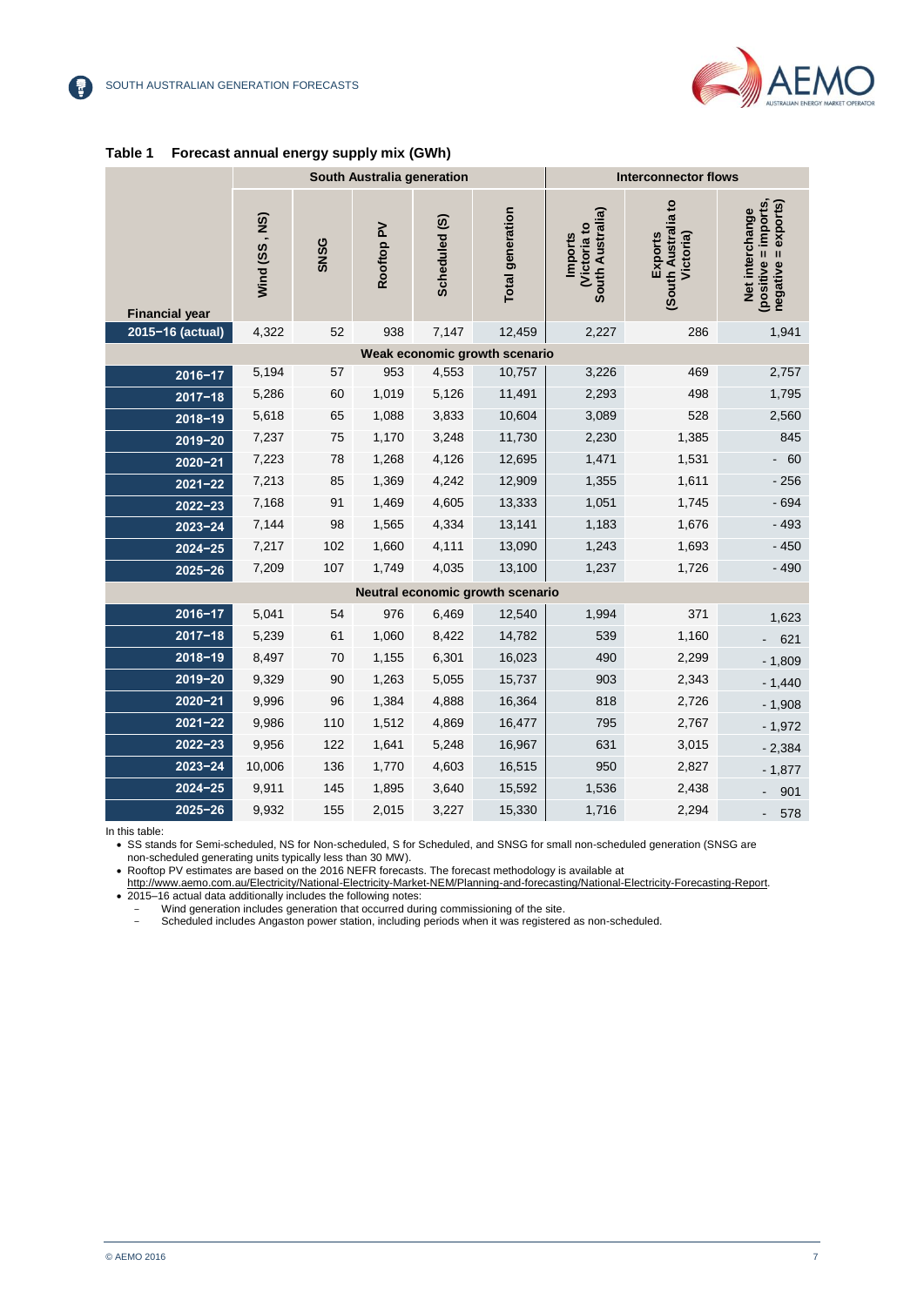**Table 1 Forecast annual energy supply mix (GWh)**

| Financial year | South Australia generation | | | | | Interconnector flows | | |
|---|---|---|---|---|---|---|---|---|
| | Wind (SS , NS) | SNSG | Rooftop PV | Scheduled (S) | Total generation | Imports (Victoria to South Australia) | Exports (South Australia to Victoria) | Net interchange (positive = imports, negative = exports) |
| 2015–16 (actual) | 4,322 | 52 | 938 | 7,147 | 12,459 | 2,227 | 286 | 1,941 |
| **Weak economic growth scenario** | | | | | | | | |
| 2016–17 | 5,194 | 57 | 953 | 4,553 | 10,757 | 3,226 | 469 | 2,757 |
| 2017–18 | 5,286 | 60 | 1,019 | 5,126 | 11,491 | 2,293 | 498 | 1,795 |
| 2018–19 | 5,618 | 65 | 1,088 | 3,833 | 10,604 | 3,089 | 528 | 2,560 |
| 2019–20 | 7,237 | 75 | 1,170 | 3,248 | 11,730 | 2,230 | 1,385 | 845 |
| 2020–21 | 7,223 | 78 | 1,268 | 4,126 | 12,695 | 1,471 | 1,531 | - 60 |
| 2021–22 | 7,213 | 85 | 1,369 | 4,242 | 12,909 | 1,355 | 1,611 | - 256 |
| 2022–23 | 7,168 | 91 | 1,469 | 4,605 | 13,333 | 1,051 | 1,745 | - 694 |
| 2023–24 | 7,144 | 98 | 1,565 | 4,334 | 13,141 | 1,183 | 1,676 | - 493 |
| 2024–25 | 7,217 | 102 | 1,660 | 4,111 | 13,090 | 1,243 | 1,693 | - 450 |
| 2025–26 | 7,209 | 107 | 1,749 | 4,035 | 13,100 | 1,237 | 1,726 | - 490 |
| **Neutral economic growth scenario** | | | | | | | | |
| 2016–17 | 5,041 | 54 | 976 | 6,469 | 12,540 | 1,994 | 371 | 1,623 |
| 2017–18 | 5,239 | 61 | 1,060 | 8,422 | 14,782 | 539 | 1,160 | - 621 |
| 2018–19 | 8,497 | 70 | 1,155 | 6,301 | 16,023 | 490 | 2,299 | - 1,809 |
| 2019–20 | 9,329 | 90 | 1,263 | 5,055 | 15,737 | 903 | 2,343 | - 1,440 |
| 2020–21 | 9,996 | 96 | 1,384 | 4,888 | 16,364 | 818 | 2,726 | - 1,908 |
| 2021–22 | 9,986 | 110 | 1,512 | 4,869 | 16,477 | 795 | 2,767 | - 1,972 |
| 2022–23 | 9,956 | 122 | 1,641 | 5,248 | 16,967 | 631 | 3,015 | - 2,384 |
| 2023–24 | 10,006 | 136 | 1,770 | 4,603 | 16,515 | 950 | 2,827 | - 1,877 |
| 2024–25 | 9,911 | 145 | 1,895 | 3,640 | 15,592 | 1,536 | 2,438 | - 901 |
| 2025–26 | 9,932 | 155 | 2,015 | 3,227 | 15,330 | 1,716 | 2,294 | - 578 |

In this table:

- SS stands for Semi-scheduled, NS for Non-scheduled, S for Scheduled, and SNSG for small non-scheduled generation (SNSG are non-scheduled generating units typically less than 30 MW).
- Rooftop PV estimates are based on the 2016 NEFR forecasts. The forecast methodology is available at http://www.aemo.com.au/Electricity/National-Electricity-Market-NEM/Planning-and-forecasting/National-Electricity-Forecasting-Report.
- 2015–16 actual data additionally includes the following notes:
  - Wind generation includes generation that occurred during commissioning of the site.
  - Scheduled includes Angaston power station, including periods when it was registered as non-scheduled.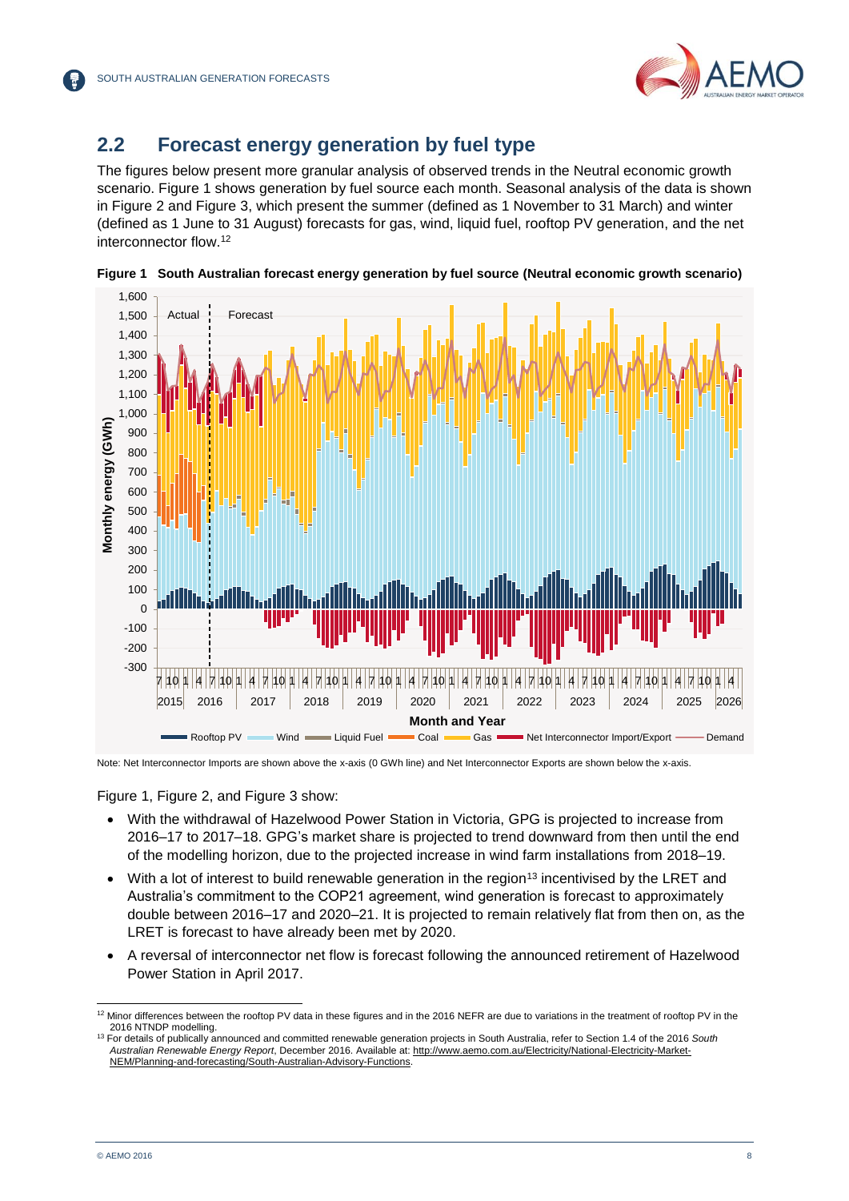## 2.2 Forecast energy generation by fuel type

The figures below present more granular analysis of observed trends in the Neutral economic growth scenario. Figure 1 shows generation by fuel source each month. Seasonal analysis of the data is shown in Figure 2 and Figure 3, which present the summer (defined as 1 November to 31 March) and winter (defined as 1 June to 31 August) forecasts for gas, wind, liquid fuel, rooftop PV generation, and the net interconnector flow.[12]

**Figure 1 South Australian forecast energy generation by fuel source (Neutral economic growth scenario)**

Note: Net Interconnector Imports are shown above the x-axis (0 GWh line) and Net Interconnector Exports are shown below the x-axis.

Figure 1, Figure 2, and Figure 3 show:

- With the withdrawal of Hazelwood Power Station in Victoria, GPG is projected to increase from 2016–17 to 2017–18. GPG's market share is projected to trend downward from then until the end of the modelling horizon, due to the projected increase in wind farm installations from 2018–19.
- With a lot of interest to build renewable generation in the region[13] incentivised by the LRET and Australia's commitment to the COP21 agreement, wind generation is forecast to approximately double between 2016–17 and 2020–21. It is projected to remain relatively flat from then on, as the LRET is forecast to have already been met by 2020.
- A reversal of interconnector net flow is forecast following the announced retirement of Hazelwood Power Station in April 2017.

[12] Minor differences between the rooftop PV data in these figures and in the 2016 NEFR are due to variations in the treatment of rooftop PV in the 2016 NTNDP modelling.

[13] For details of publically announced and committed renewable generation projects in South Australia, refer to Section 1.4 of the 2016 *South Australian Renewable Energy Report*, December 2016. Available at: http://www.aemo.com.au/Electricity/National-Electricity-Market-NEM/Planning-and-forecasting/South-Australian-Advisory-Functions.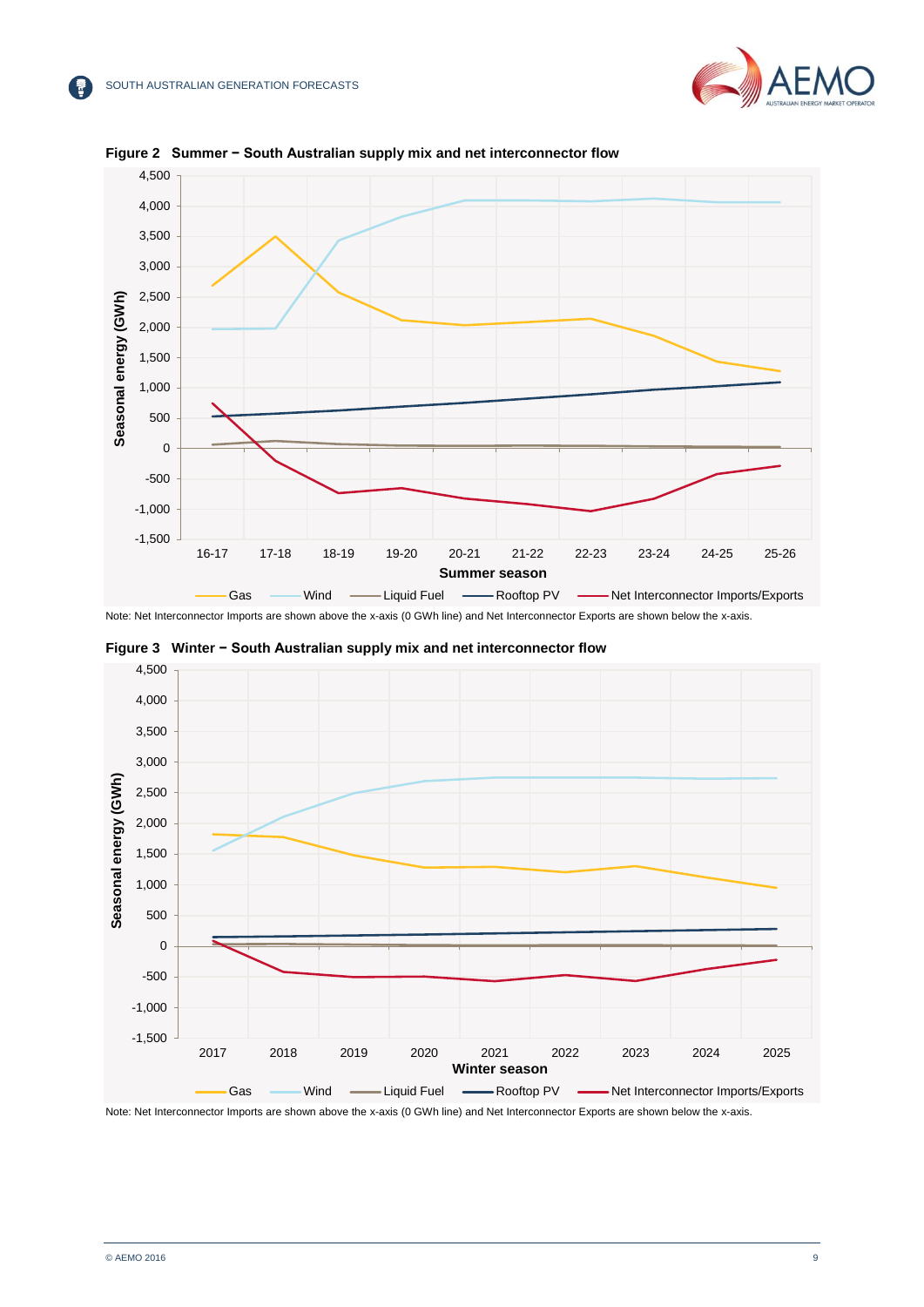**Figure 2 Summer − South Australian supply mix and net interconnector flow**

4,500
4,000
3,500
3,000
2,500
2,000
1,500
1,000
500
0
-500
-1,000
-1,500

Seasonal energy (GWh)

16-17 17-18 18-19 19-20 20-21 21-22 22-23 23-24 24-25 25-26

Summer season

Gas Wind Liquid Fuel Rooftop PV Net Interconnector Imports/Exports

Note: Net Interconnector Imports are shown above the x-axis (0 GWh line) and Net Interconnector Exports are shown below the x-axis.

**Figure 3 Winter − South Australian supply mix and net interconnector flow**

4,500
4,000
3,500
3,000
2,500
2,000
1,500
1,000
500
0
-500
-1,000
-1,500

Seasonal energy (GWh)

2017 2018 2019 2020 2021 2022 2023 2024 2025

Winter season

Gas Wind Liquid Fuel Rooftop PV Net Interconnector Imports/Exports

Note: Net Interconnector Imports are shown above the x-axis (0 GWh line) and Net Interconnector Exports are shown below the x-axis.